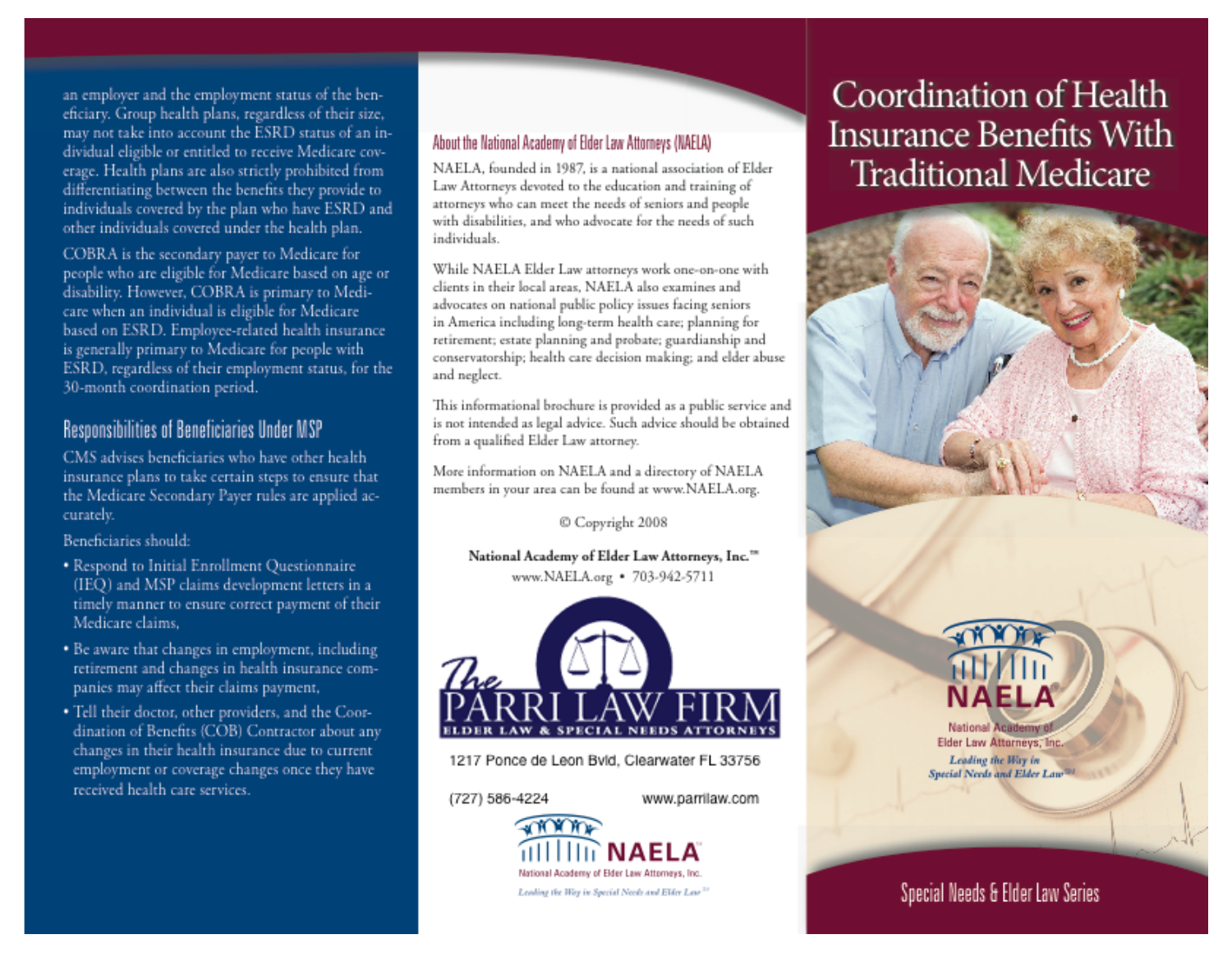an employer and the employment status of the beneficiary. Group health plans, regardless of their size, may not take into account the ESRD status of an individual eligible or entitled to receive Medicare coverage. Health plans are also strictly prohibited from differentiating between the benefits they provide to individuals covered by the plan who have ESRD and other individuals covered under the health plan.

COBRA is the secondary payer to Medicare for people who are eligible for Medicare based on age or disability. However, COBRA is primary to Medicare when an individual is eligible for Medicare based on ESRD. Employee-related health insurance is generally primary to Medicare for people with ESRD, regardless of their employment status, for the 30-month coordination period.

## Responsibilities of Beneficiaries Under MSP

CMS advises beneficiaries who have other health insurance plans to take certain steps to ensure that the Medicare Secondary Payer rules are applied accurately.

Beneficiaries should:

- Respond to Initial Enrollment Questionnaire (IEQ) and MSP claims development letters in a timely manner to ensure correct payment of their Medicare claims,
- Be aware that changes in employment, including retirement and changes in health insurance companies may affect their claims payment,
- Tell their doctor, other providers, and the Coordination of Benefits (COB) Contractor about any changes in their health insurance due to current employment or coverage changes once they have received health care services.

## About the National Academy of Elder Law Attorneys (NAELA)

NAELA, founded in 1987, is a national association of Elder Law Attorneys devoted to the education and training of attorneys who can meet the needs of seniors and people with disabilities, and who advocate for the needs of such individuals.

While NAELA Elder Law attorneys work one-on-one with clients in their local areas, NAELA also examines and advocates on national public policy issues facing seniors in America including long-term health care; planning for retirement; estate planning and probate; guardianship and conservatorship; health care decision making; and elder abuse and neglect.

This informational brochure is provided as a public service and is not intended as legal advice. Such advice should be obtained from a qualified Elder Law attorney.

More information on NAELA and a directory of NAELA members in your area can be found at www.NAELA.org.

© Copyright 2008

**National Academy of Elder Law Attorneys, Inc.™**
www.NAELA.org • 703-942-5711

The PARRI LAW FIRM
ELDER LAW & SPECIAL NEEDS ATTORNEYS

1217 Ponce de Leon Bvld, Clearwater FL 33756

(727) 586-4224 www.parrilaw.com

NAELA
National Academy of Elder Law Attorneys, Inc.
*Leading the Way in Special Needs and Elder Law℠*

# Coordination of Health Insurance Benefits With Traditional Medicare

NAELA®
National Academy of Elder Law Attorneys, Inc.
*Leading the Way in Special Needs and Elder Law℠*

Special Needs & Elder Law Series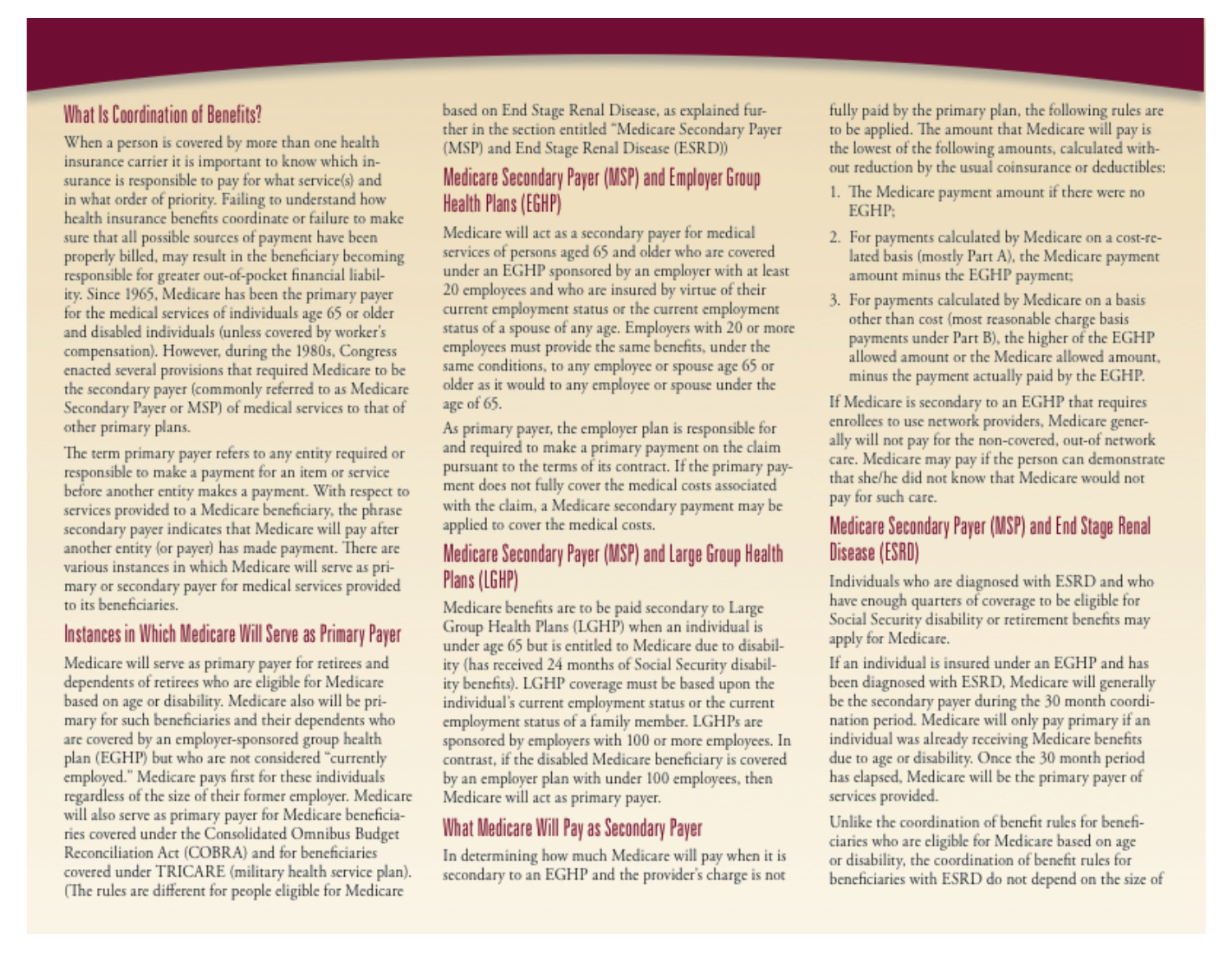## What Is Coordination of Benefits?

When a person is covered by more than one health insurance carrier it is important to know which insurance is responsible to pay for what service(s) and in what order of priority. Failing to understand how health insurance benefits coordinate or failure to make sure that all possible sources of payment have been properly billed, may result in the beneficiary becoming responsible for greater out-of-pocket financial liability. Since 1965, Medicare has been the primary payer for the medical services of individuals age 65 or older and disabled individuals (unless covered by worker's compensation). However, during the 1980s, Congress enacted several provisions that required Medicare to be the secondary payer (commonly referred to as Medicare Secondary Payer or MSP) of medical services to that of other primary plans.

The term primary payer refers to any entity required or responsible to make a payment for an item or service before another entity makes a payment. With respect to services provided to a Medicare beneficiary, the phrase secondary payer indicates that Medicare will pay after another entity (or payer) has made payment. There are various instances in which Medicare will serve as primary or secondary payer for medical services provided to its beneficiaries.

## Instances in Which Medicare Will Serve as Primary Payer

Medicare will serve as primary payer for retirees and dependents of retirees who are eligible for Medicare based on age or disability. Medicare also will be primary for such beneficiaries and their dependents who are covered by an employer-sponsored group health plan (EGHP) but who are not considered "currently employed." Medicare pays first for these individuals regardless of the size of their former employer. Medicare will also serve as primary payer for Medicare beneficiaries covered under the Consolidated Omnibus Budget Reconciliation Act (COBRA) and for beneficiaries covered under TRICARE (military health service plan). (The rules are different for people eligible for Medicare based on End Stage Renal Disease, as explained further in the section entitled "Medicare Secondary Payer (MSP) and End Stage Renal Disease (ESRD))

## Medicare Secondary Payer (MSP) and Employer Group Health Plans (EGHP)

Medicare will act as a secondary payer for medical services of persons aged 65 and older who are covered under an EGHP sponsored by an employer with at least 20 employees and who are insured by virtue of their current employment status or the current employment status of a spouse of any age. Employers with 20 or more employees must provide the same benefits, under the same conditions, to any employee or spouse age 65 or older as it would to any employee or spouse under the age of 65.

As primary payer, the employer plan is responsible for and required to make a primary payment on the claim pursuant to the terms of its contract. If the primary payment does not fully cover the medical costs associated with the claim, a Medicare secondary payment may be applied to cover the medical costs.

## Medicare Secondary Payer (MSP) and Large Group Health Plans (LGHP)

Medicare benefits are to be paid secondary to Large Group Health Plans (LGHP) when an individual is under age 65 but is entitled to Medicare due to disability (has received 24 months of Social Security disability benefits). LGHP coverage must be based upon the individual's current employment status or the current employment status of a family member. LGHPs are sponsored by employers with 100 or more employees. In contrast, if the disabled Medicare beneficiary is covered by an employer plan with under 100 employees, then Medicare will act as primary payer.

## What Medicare Will Pay as Secondary Payer

In determining how much Medicare will pay when it is secondary to an EGHP and the provider's charge is not fully paid by the primary plan, the following rules are to be applied. The amount that Medicare will pay is the lowest of the following amounts, calculated without reduction by the usual coinsurance or deductibles:

1. The Medicare payment amount if there were no EGHP;
2. For payments calculated by Medicare on a cost-related basis (mostly Part A), the Medicare payment amount minus the EGHP payment;
3. For payments calculated by Medicare on a basis other than cost (most reasonable charge basis payments under Part B), the higher of the EGHP allowed amount or the Medicare allowed amount, minus the payment actually paid by the EGHP.

If Medicare is secondary to an EGHP that requires enrollees to use network providers, Medicare generally will not pay for the non-covered, out-of network care. Medicare may pay if the person can demonstrate that she/he did not know that Medicare would not pay for such care.

## Medicare Secondary Payer (MSP) and End Stage Renal Disease (ESRD)

Individuals who are diagnosed with ESRD and who have enough quarters of coverage to be eligible for Social Security disability or retirement benefits may apply for Medicare.

If an individual is insured under an EGHP and has been diagnosed with ESRD, Medicare will generally be the secondary payer during the 30 month coordination period. Medicare will only pay primary if an individual was already receiving Medicare benefits due to age or disability. Once the 30 month period has elapsed, Medicare will be the primary payer of services provided.

Unlike the coordination of benefit rules for beneficiaries who are eligible for Medicare based on age or disability, the coordination of benefit rules for beneficiaries with ESRD do not depend on the size of